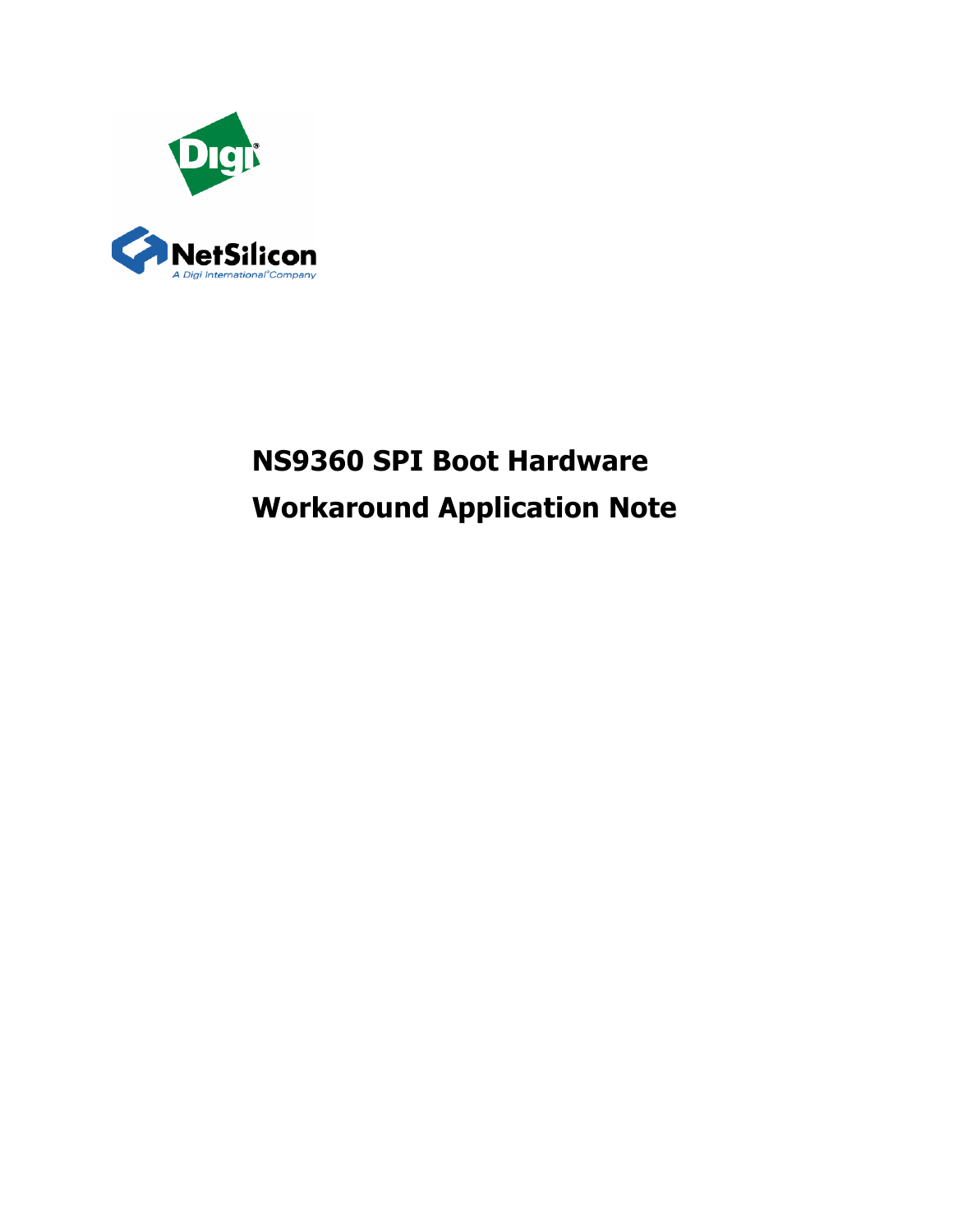# NS9360 SPI Boot Hardware Workaround Application Note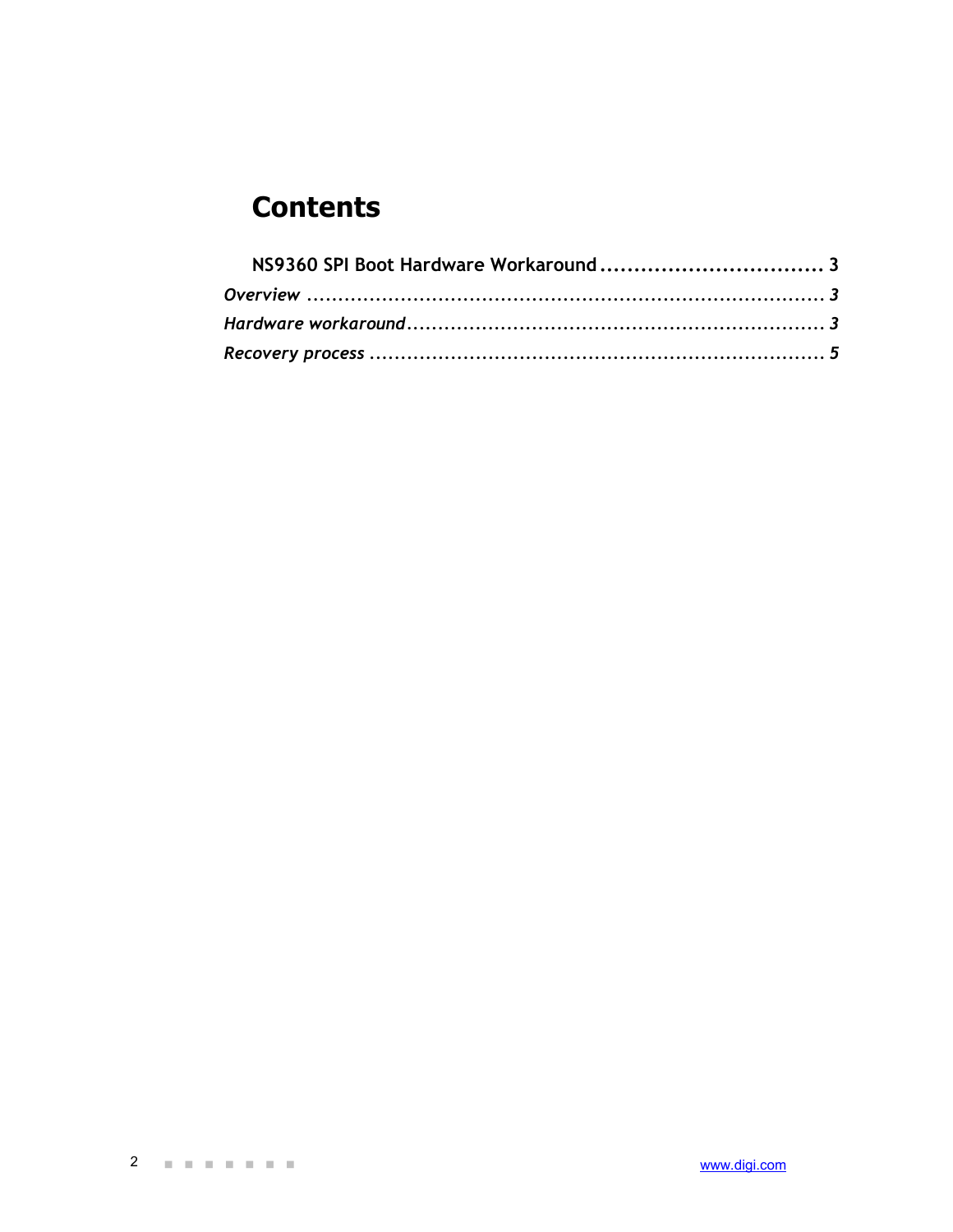# Contents

**NS9360 SPI Boot Hardware Workaround ................................ 3**

*Overview .......................................................................... 3*

*Hardware workaround ........................................................ 3*

*Recovery process ............................................................. 5*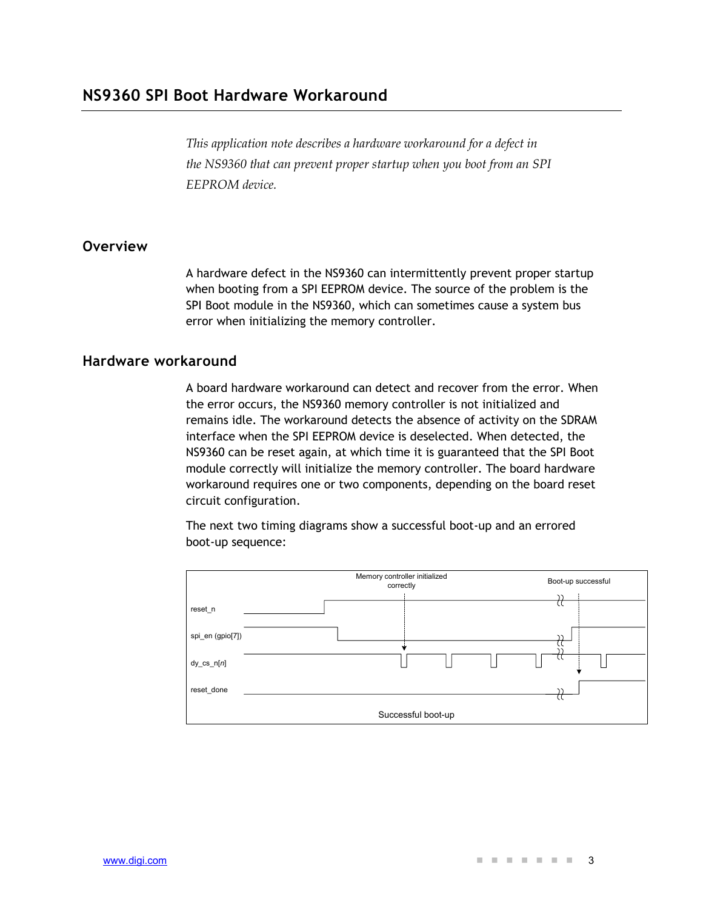## NS9360 SPI Boot Hardware Workaround

*This application note describes a hardware workaround for a defect in the NS9360 that can prevent proper startup when you boot from an SPI EEPROM device.*

### Overview

A hardware defect in the NS9360 can intermittently prevent proper startup when booting from a SPI EEPROM device. The source of the problem is the SPI Boot module in the NS9360, which can sometimes cause a system bus error when initializing the memory controller.

### Hardware workaround

A board hardware workaround can detect and recover from the error. When the error occurs, the NS9360 memory controller is not initialized and remains idle. The workaround detects the absence of activity on the SDRAM interface when the SPI EEPROM device is deselected. When detected, the NS9360 can be reset again, at which time it is guaranteed that the SPI Boot module correctly will initialize the memory controller. The board hardware workaround requires one or two components, depending on the board reset circuit configuration.

The next two timing diagrams show a successful boot-up and an errored boot-up sequence:

Memory controller initialized correctly

Boot-up successful

reset_n

spi_en (gpio[7])

dy_cs_n[*n*]

reset_done

Successful boot-up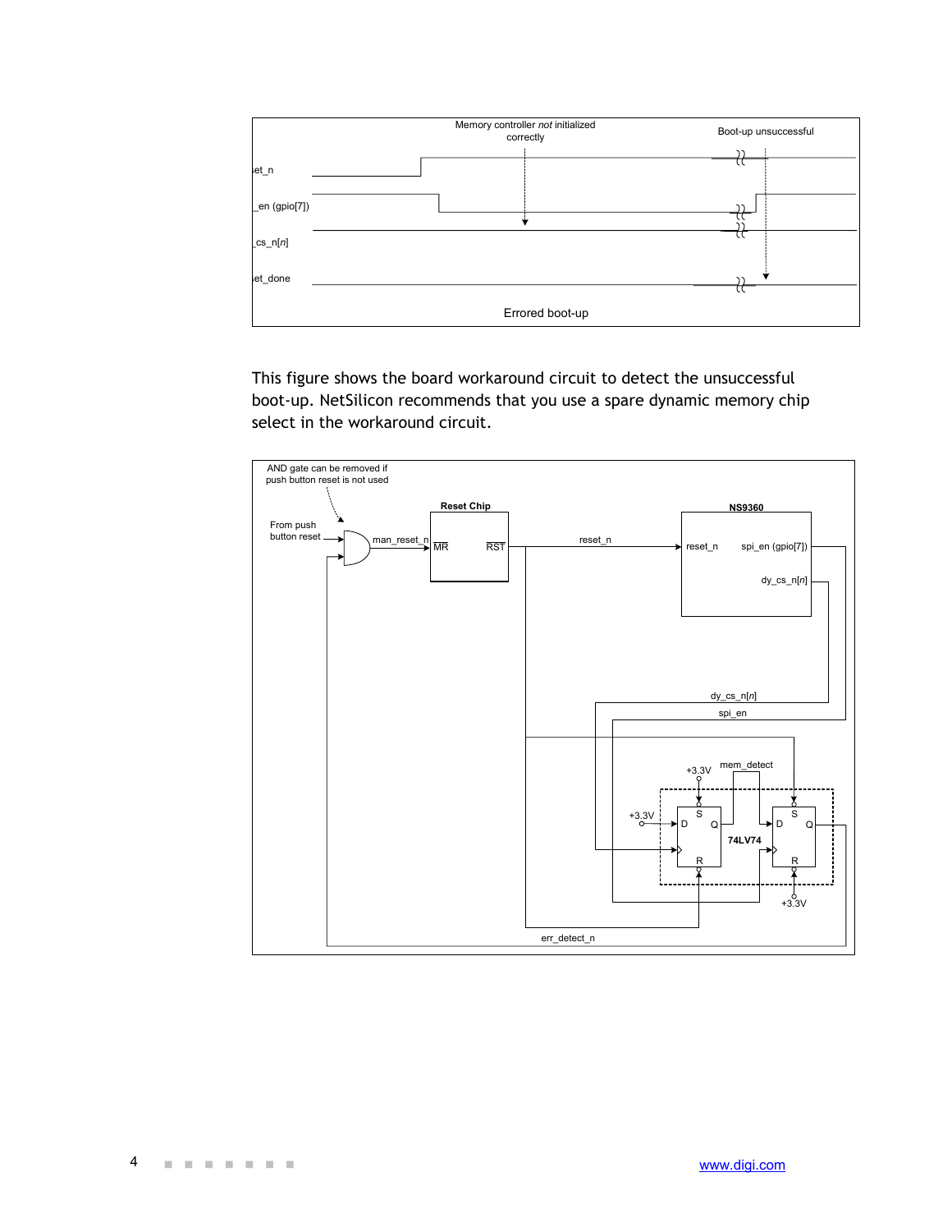This figure shows the board workaround circuit to detect the unsuccessful boot-up. NetSilicon recommends that you use a spare dynamic memory chip select in the workaround circuit.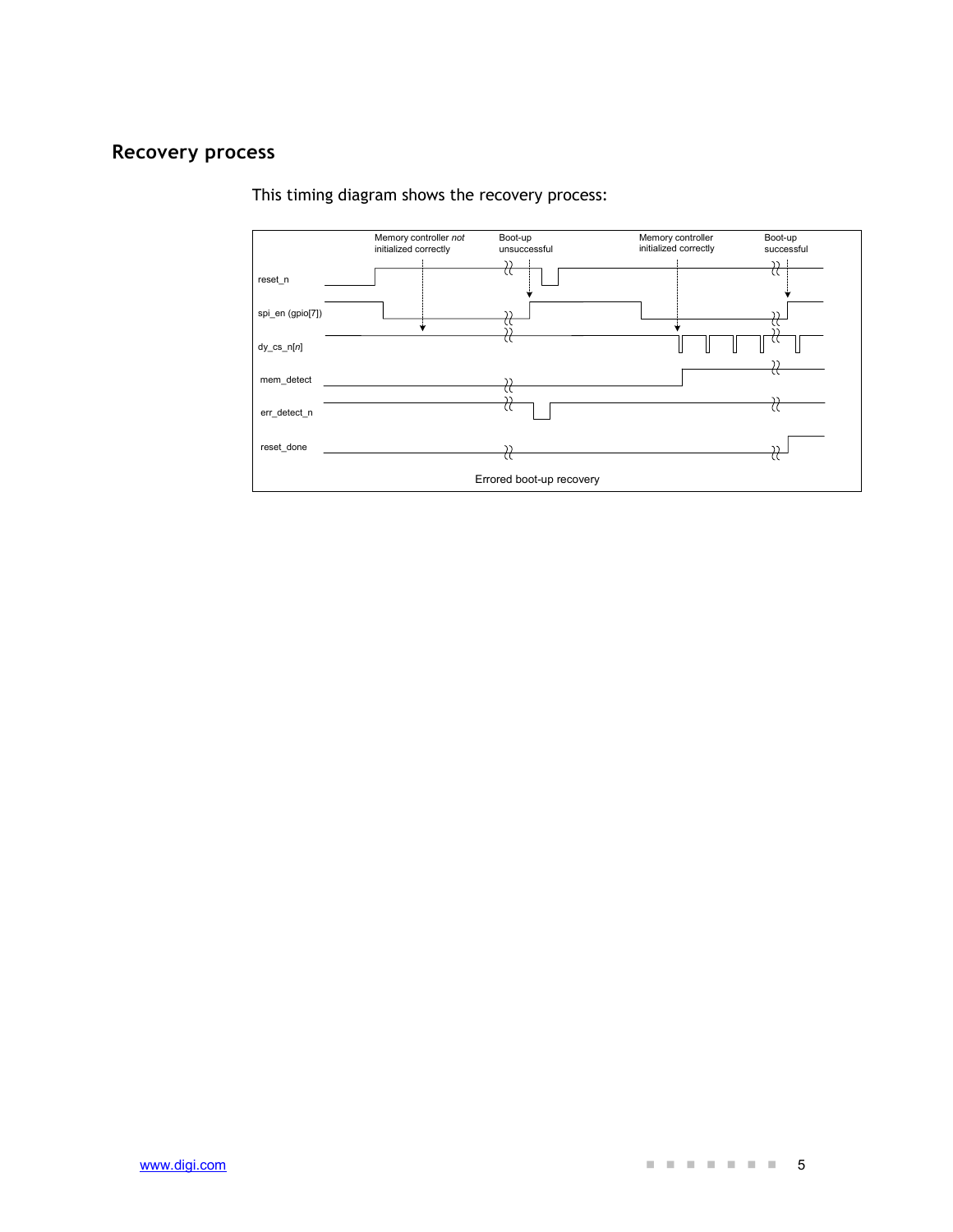## Recovery process

This timing diagram shows the recovery process:

Memory controller *not* initialized correctly

Boot-up unsuccessful

Memory controller initialized correctly

Boot-up successful

reset_n

spi_en (gpio[7])

dy_cs_n[*n*]

mem_detect

err_detect_n

reset_done

Errored boot-up recovery